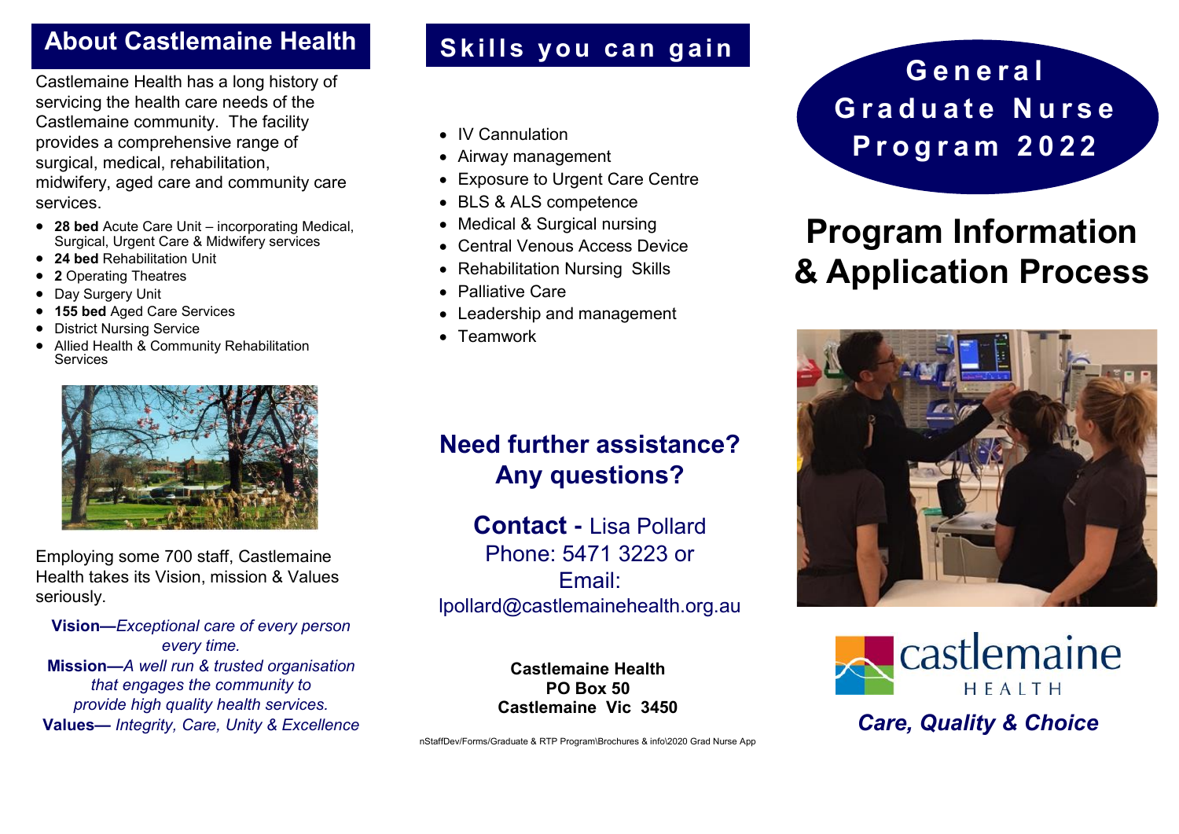## About Castlemaine Health

Castlemaine Health has a long history of servicing the health care needs of the Castlemaine community. The facility provides a comprehensive range of surgical, medical, rehabilitation, midwifery, aged care and community care services.

- **28 bed** Acute Care Unit – incorporating Medical, Surgical, Urgent Care & Midwifery services
- **24 bed** Rehabilitation Unit
- **2** Operating Theatres
- Day Surgery Unit
- **155 bed** Aged Care Services
- District Nursing Service
- Allied Health & Community Rehabilitation Services

Employing some 700 staff, Castlemaine Health takes its Vision, mission & Values seriously.

**Vision—***Exceptional care of every person every time.*
**Mission—***A well run & trusted organisation that engages the community to provide high quality health services.*
**Values—** *Integrity, Care, Unity & Excellence*

## Skills you can gain

- IV Cannulation
- Airway management
- Exposure to Urgent Care Centre
- BLS & ALS competence
- Medical & Surgical nursing
- Central Venous Access Device
- Rehabilitation Nursing Skills
- Palliative Care
- Leadership and management
- Teamwork

### Need further assistance? Any questions?

**Contact -** Lisa Pollard
Phone: 5471 3223 or
Email:
lpollard@castlemainehealth.org.au

**Castlemaine Health**
**PO Box 50**
**Castlemaine Vic 3450**

nStaffDev/Forms/Graduate & RTP Program\Brochures & info\2020 Grad Nurse App

# General Graduate Nurse Program 2022

# Program Information & Application Process

castlemaine HEALTH

*Care, Quality & Choice*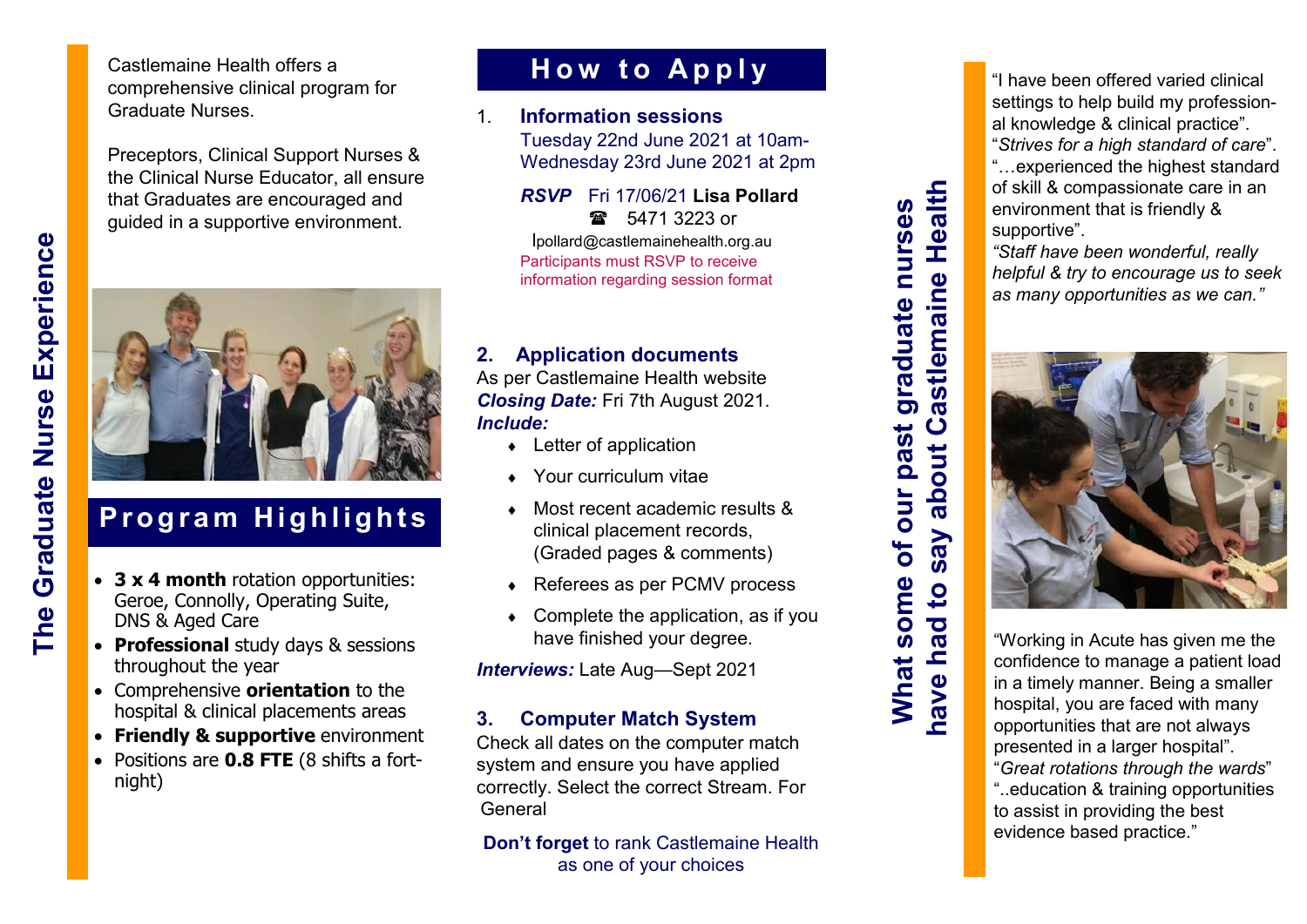# The Graduate Nurse Experience

Castlemaine Health offers a comprehensive clinical program for Graduate Nurses.

Preceptors, Clinical Support Nurses & the Clinical Nurse Educator, all ensure that Graduates are encouraged and guided in a supportive environment.

## Program Highlights

- **3 x 4 month** rotation opportunities: Geroe, Connolly, Operating Suite, DNS & Aged Care
- **Professional** study days & sessions throughout the year
- Comprehensive **orientation** to the hospital & clinical placements areas
- **Friendly & supportive** environment
- Positions are **0.8 FTE** (8 shifts a fortnight)

## How to Apply

1. **Information sessions**
   Tuesday 22nd June 2021 at 10am-
   Wednesday 23rd June 2021 at 2pm

   ***RSVP*** Fri 17/06/21 **Lisa Pollard**
   ☎ 5471 3223 or
   lpollard@castlemainehealth.org.au
   Participants must RSVP to receive information regarding session format

2. **Application documents**
   As per Castlemaine Health website
   ***Closing Date:*** Fri 7th August 2021.
   ***Include:***
   - Letter of application
   - Your curriculum vitae
   - Most recent academic results & clinical placement records, (Graded pages & comments)
   - Referees as per PCMV process
   - Complete the application, as if you have finished your degree.

   ***Interviews:*** Late Aug—Sept 2021

3. **Computer Match System**
   Check all dates on the computer match system and ensure you have applied correctly. Select the correct Stream. For General

**Don't forget** to rank Castlemaine Health as one of your choices

## What some of our past graduate nurses have had to say about Castlemaine Health

"I have been offered varied clinical settings to help build my professional knowledge & clinical practice".
"*Strives for a high standard of care*".
"…experienced the highest standard of skill & compassionate care in an environment that is friendly & supportive".
*"Staff have been wonderful, really helpful & try to encourage us to seek as many opportunities as we can."*

"Working in Acute has given me the confidence to manage a patient load in a timely manner. Being a smaller hospital, you are faced with many opportunities that are not always presented in a larger hospital".
"*Great rotations through the wards*"
"..education & training opportunities to assist in providing the best evidence based practice."